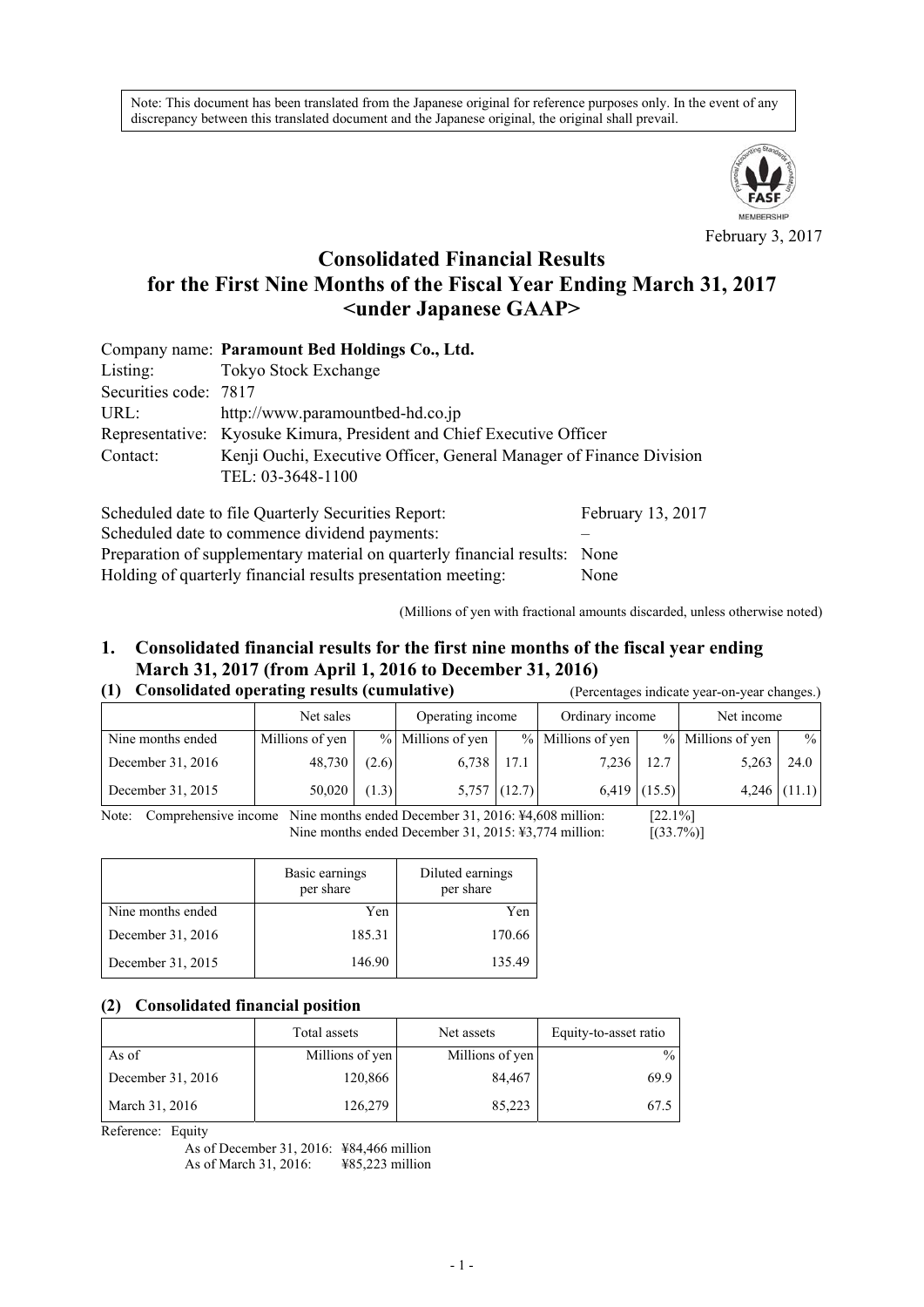Note: This document has been translated from the Japanese original for reference purposes only. In the event of any discrepancy between this translated document and the Japanese original, the original shall prevail.

February 3, 2017

# Consolidated Financial Results for the First Nine Months of the Fiscal Year Ending March 31, 2017 <under Japanese GAAP>

Company name: **Paramount Bed Holdings Co., Ltd.**
Listing: Tokyo Stock Exchange
Securities code: 7817
URL: http://www.paramountbed-hd.co.jp
Representative: Kyosuke Kimura, President and Chief Executive Officer
Contact: Kenji Ouchi, Executive Officer, General Manager of Finance Division
TEL: 03-3648-1100

Scheduled date to file Quarterly Securities Report: February 13, 2017
Scheduled date to commence dividend payments: –
Preparation of supplementary material on quarterly financial results: None
Holding of quarterly financial results presentation meeting: None

(Millions of yen with fractional amounts discarded, unless otherwise noted)

## 1. Consolidated financial results for the first nine months of the fiscal year ending March 31, 2017 (from April 1, 2016 to December 31, 2016)

### (1) Consolidated operating results (cumulative)

(Percentages indicate year-on-year changes.)

| | Net sales | | Operating income | | Ordinary income | | Net income | |
|---|---|---|---|---|---|---|---|---|
| Nine months ended | Millions of yen | % | Millions of yen | % | Millions of yen | % | Millions of yen | % |
| December 31, 2016 | 48,730 | (2.6) | 6,738 | 17.1 | 7,236 | 12.7 | 5,263 | 24.0 |
| December 31, 2015 | 50,020 | (1.3) | 5,757 | (12.7) | 6,419 | (15.5) | 4,246 | (11.1) |

Note: Comprehensive income Nine months ended December 31, 2016: ¥4,608 million: [22.1%]
Nine months ended December 31, 2015: ¥3,774 million: [(33.7%)]

| | Basic earnings per share | Diluted earnings per share |
|---|---|---|
| Nine months ended | Yen | Yen |
| December 31, 2016 | 185.31 | 170.66 |
| December 31, 2015 | 146.90 | 135.49 |

### (2) Consolidated financial position

| | Total assets | Net assets | Equity-to-asset ratio |
|---|---|---|---|
| As of | Millions of yen | Millions of yen | % |
| December 31, 2016 | 120,866 | 84,467 | 69.9 |
| March 31, 2016 | 126,279 | 85,223 | 67.5 |

Reference: Equity
As of December 31, 2016: ¥84,466 million
As of March 31, 2016: ¥85,223 million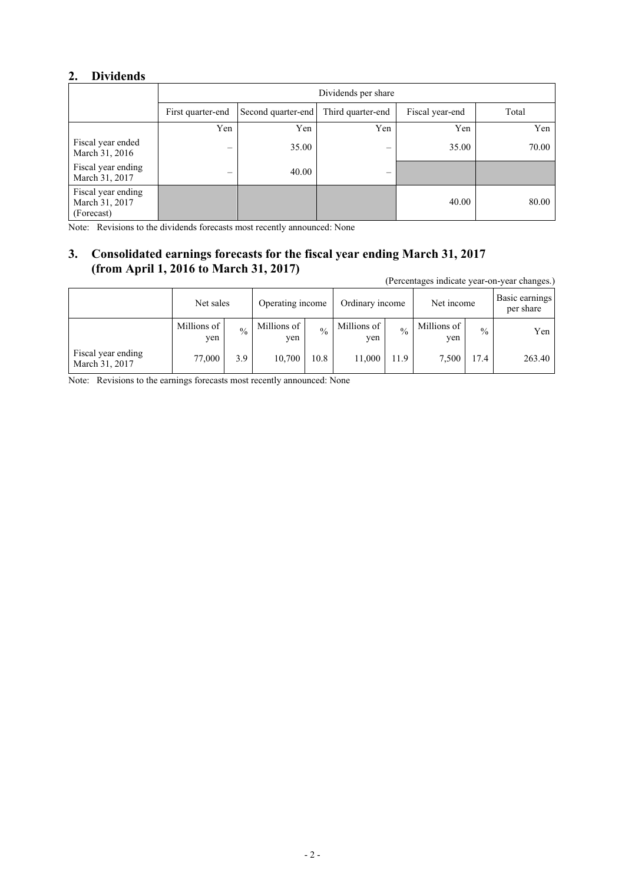## 2. Dividends

| | Dividends per share | | | | |
|---|---|---|---|---|---|
| | First quarter-end | Second quarter-end | Third quarter-end | Fiscal year-end | Total |
| | Yen | Yen | Yen | Yen | Yen |
| Fiscal year ended March 31, 2016 | – | 35.00 | – | 35.00 | 70.00 |
| Fiscal year ending March 31, 2017 | – | 40.00 | – | | |
| Fiscal year ending March 31, 2017 (Forecast) | | | | 40.00 | 80.00 |

Note: Revisions to the dividends forecasts most recently announced: None

## 3. Consolidated earnings forecasts for the fiscal year ending March 31, 2017 (from April 1, 2016 to March 31, 2017)

(Percentages indicate year-on-year changes.)

| | Net sales | | Operating income | | Ordinary income | | Net income | | Basic earnings per share |
|---|---|---|---|---|---|---|---|---|---|
| | Millions of yen | % | Millions of yen | % | Millions of yen | % | Millions of yen | % | Yen |
| Fiscal year ending March 31, 2017 | 77,000 | 3.9 | 10,700 | 10.8 | 11,000 | 11.9 | 7,500 | 17.4 | 263.40 |

Note: Revisions to the earnings forecasts most recently announced: None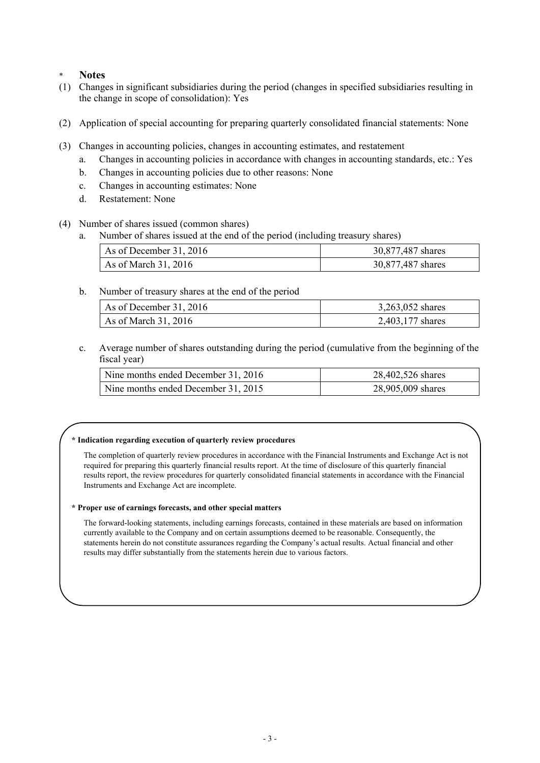\* **Notes**

(1) Changes in significant subsidiaries during the period (changes in specified subsidiaries resulting in the change in scope of consolidation): Yes

(2) Application of special accounting for preparing quarterly consolidated financial statements: None

(3) Changes in accounting policies, changes in accounting estimates, and restatement
   a. Changes in accounting policies in accordance with changes in accounting standards, etc.: Yes
   b. Changes in accounting policies due to other reasons: None
   c. Changes in accounting estimates: None
   d. Restatement: None

(4) Number of shares issued (common shares)
   a. Number of shares issued at the end of the period (including treasury shares)

| | |
|---|---|
| As of December 31, 2016 | 30,877,487 shares |
| As of March 31, 2016 | 30,877,487 shares |

   b. Number of treasury shares at the end of the period

| | |
|---|---|
| As of December 31, 2016 | 3,263,052 shares |
| As of March 31, 2016 | 2,403,177 shares |

   c. Average number of shares outstanding during the period (cumulative from the beginning of the fiscal year)

| | |
|---|---|
| Nine months ended December 31, 2016 | 28,402,526 shares |
| Nine months ended December 31, 2015 | 28,905,009 shares |

**\* Indication regarding execution of quarterly review procedures**

The completion of quarterly review procedures in accordance with the Financial Instruments and Exchange Act is not required for preparing this quarterly financial results report. At the time of disclosure of this quarterly financial results report, the review procedures for quarterly consolidated financial statements in accordance with the Financial Instruments and Exchange Act are incomplete.

**\* Proper use of earnings forecasts, and other special matters**

The forward-looking statements, including earnings forecasts, contained in these materials are based on information currently available to the Company and on certain assumptions deemed to be reasonable. Consequently, the statements herein do not constitute assurances regarding the Company's actual results. Actual financial and other results may differ substantially from the statements herein due to various factors.